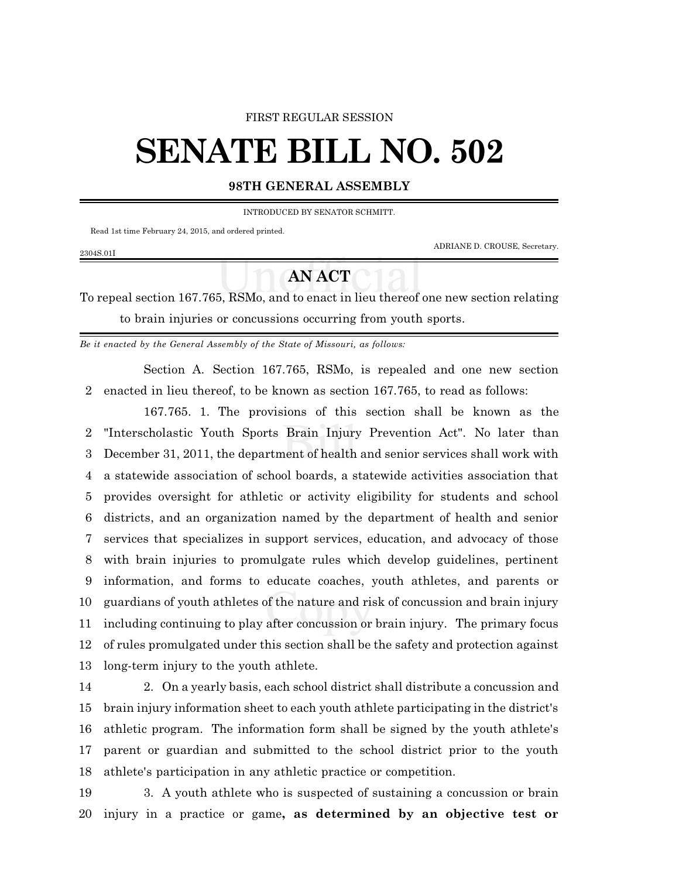FIRST REGULAR SESSION

# SENATE BILL NO. 502

## 98TH GENERAL ASSEMBLY

INTRODUCED BY SENATOR SCHMITT.

Read 1st time February 24, 2015, and ordered printed.

ADRIANE D. CROUSE, Secretary.

2304S.01I

## AN ACT

To repeal section 167.765, RSMo, and to enact in lieu thereof one new section relating to brain injuries or concussions occurring from youth sports.

*Be it enacted by the General Assembly of the State of Missouri, as follows:*

Section A. Section 167.765, RSMo, is repealed and one new section enacted in lieu thereof, to be known as section 167.765, to read as follows:

167.765. 1. The provisions of this section shall be known as the "Interscholastic Youth Sports Brain Injury Prevention Act". No later than December 31, 2011, the department of health and senior services shall work with a statewide association of school boards, a statewide activities association that provides oversight for athletic or activity eligibility for students and school districts, and an organization named by the department of health and senior services that specializes in support services, education, and advocacy of those with brain injuries to promulgate rules which develop guidelines, pertinent information, and forms to educate coaches, youth athletes, and parents or guardians of youth athletes of the nature and risk of concussion and brain injury including continuing to play after concussion or brain injury. The primary focus of rules promulgated under this section shall be the safety and protection against long-term injury to the youth athlete.

2. On a yearly basis, each school district shall distribute a concussion and brain injury information sheet to each youth athlete participating in the district's athletic program. The information form shall be signed by the youth athlete's parent or guardian and submitted to the school district prior to the youth athlete's participation in any athletic practice or competition.

3. A youth athlete who is suspected of sustaining a concussion or brain injury in a practice or game**, as determined by an objective test or**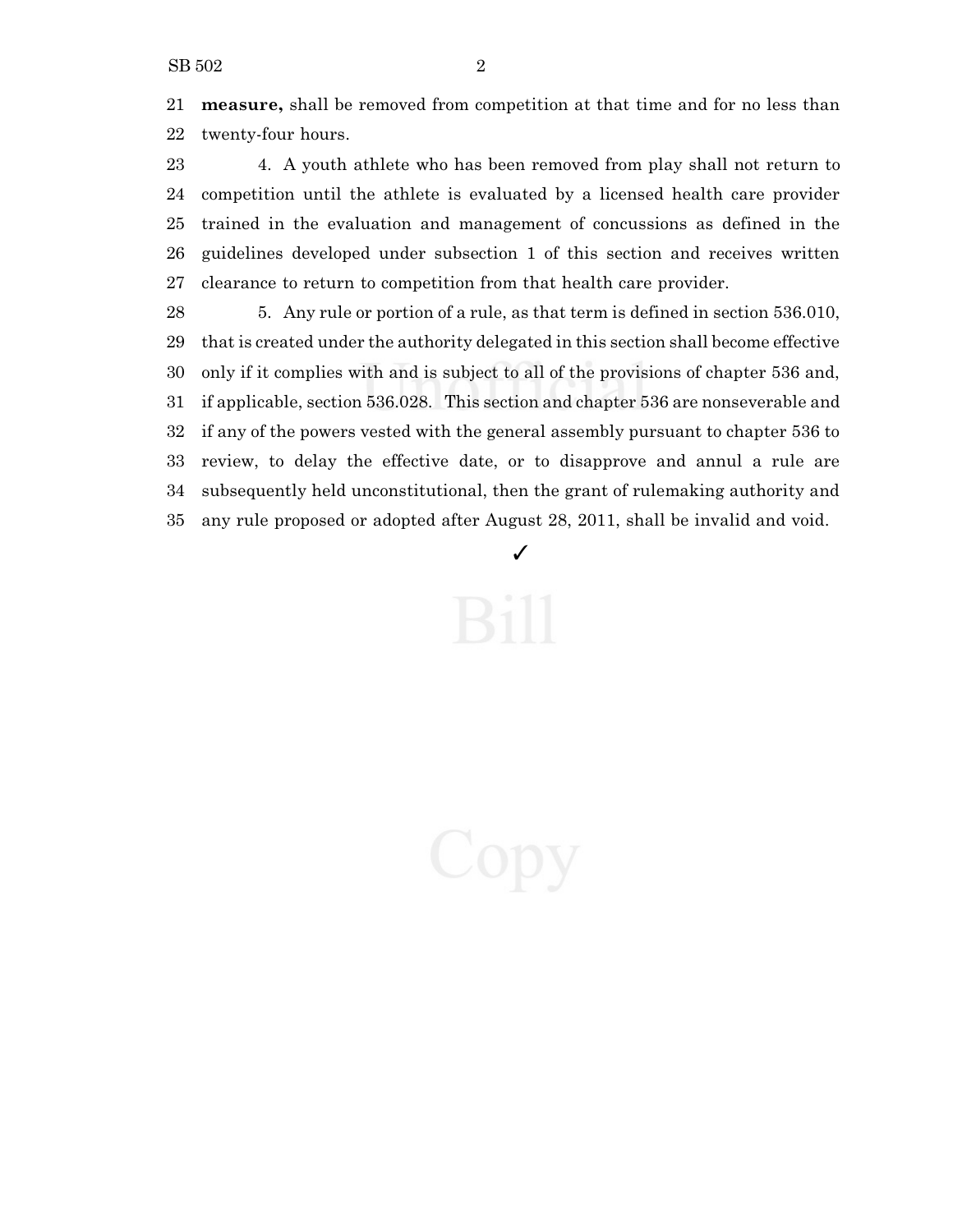**measure,** shall be removed from competition at that time and for no less than twenty-four hours.

4. A youth athlete who has been removed from play shall not return to competition until the athlete is evaluated by a licensed health care provider trained in the evaluation and management of concussions as defined in the guidelines developed under subsection 1 of this section and receives written clearance to return to competition from that health care provider.

5. Any rule or portion of a rule, as that term is defined in section 536.010, that is created under the authority delegated in this section shall become effective only if it complies with and is subject to all of the provisions of chapter 536 and, if applicable, section 536.028. This section and chapter 536 are nonseverable and if any of the powers vested with the general assembly pursuant to chapter 536 to review, to delay the effective date, or to disapprove and annul a rule are subsequently held unconstitutional, then the grant of rulemaking authority and any rule proposed or adopted after August 28, 2011, shall be invalid and void.

✓